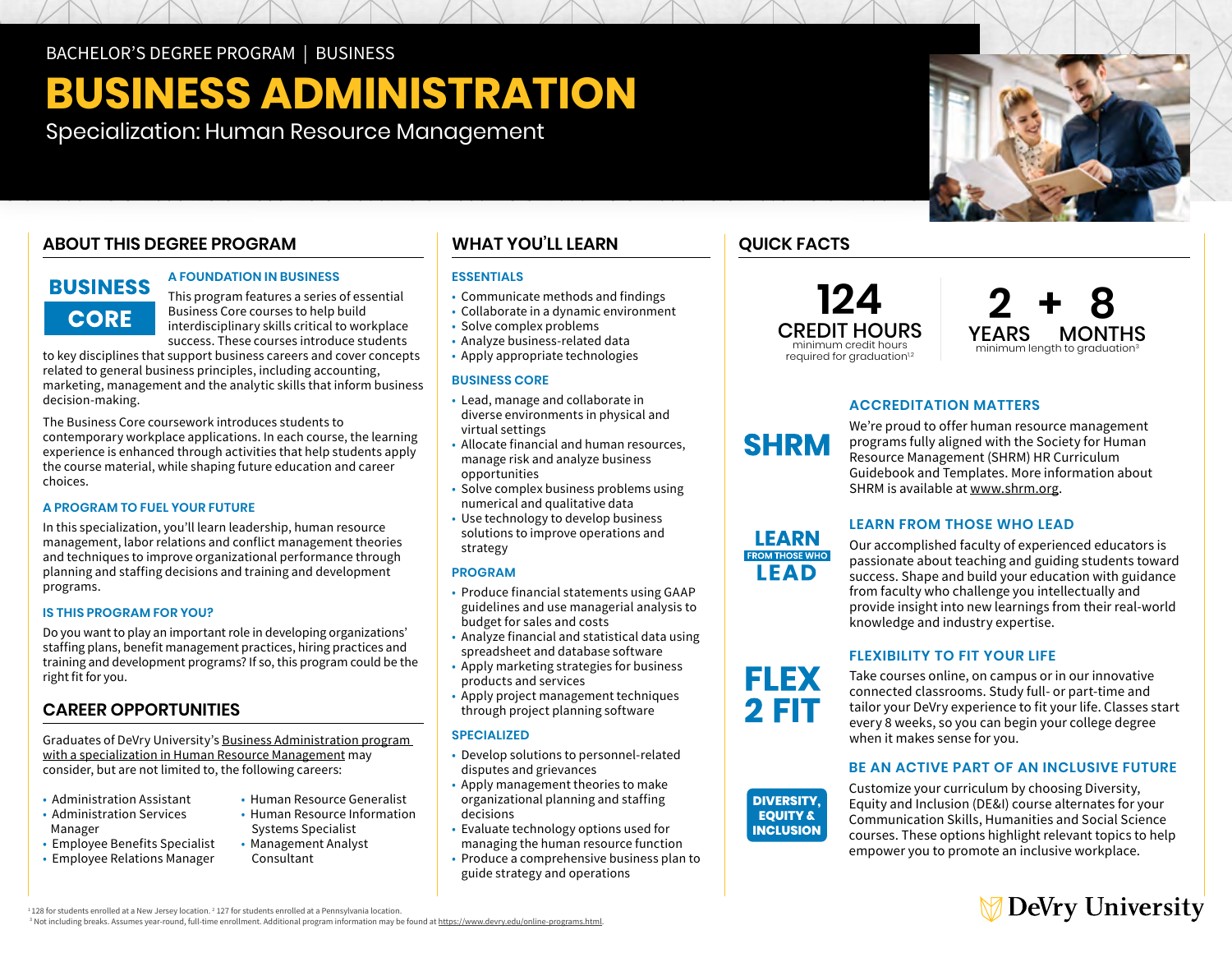BACHELOR'S DEGREE PROGRAM | BUSINESS

# BUSINESS ADMINISTRATION

Specialization: Human Resource Management

## ABOUT THIS DEGREE PROGRAM

**BUSINESS CORE**

### A FOUNDATION IN BUSINESS

This program features a series of essential Business Core courses to help build interdisciplinary skills critical to workplace success. These courses introduce students to key disciplines that support business careers and cover concepts related to general business principles, including accounting, marketing, management and the analytic skills that inform business decision-making.

The Business Core coursework introduces students to contemporary workplace applications. In each course, the learning experience is enhanced through activities that help students apply the course material, while shaping future education and career choices.

### A PROGRAM TO FUEL YOUR FUTURE

In this specialization, you'll learn leadership, human resource management, labor relations and conflict management theories and techniques to improve organizational performance through planning and staffing decisions and training and development programs.

### IS THIS PROGRAM FOR YOU?

Do you want to play an important role in developing organizations' staffing plans, benefit management practices, hiring practices and training and development programs? If so, this program could be the right fit for you.

## CAREER OPPORTUNITIES

Graduates of DeVry University's Business Administration program with a specialization in Human Resource Management may consider, but are not limited to, the following careers:

- Administration Assistant
- Administration Services Manager
- Employee Benefits Specialist
- Employee Relations Manager
- Human Resource Generalist
- Human Resource Information Systems Specialist
- Management Analyst Consultant

## WHAT YOU'LL LEARN

### ESSENTIALS

- Communicate methods and findings
- Collaborate in a dynamic environment
- Solve complex problems
- Analyze business-related data
- Apply appropriate technologies

### BUSINESS CORE

- Lead, manage and collaborate in diverse environments in physical and virtual settings
- Allocate financial and human resources, manage risk and analyze business opportunities
- Solve complex business problems using numerical and qualitative data
- Use technology to develop business solutions to improve operations and strategy

### PROGRAM

- Produce financial statements using GAAP guidelines and use managerial analysis to budget for sales and costs
- Analyze financial and statistical data using spreadsheet and database software
- Apply marketing strategies for business products and services
- Apply project management techniques through project planning software

### SPECIALIZED

- Develop solutions to personnel-related disputes and grievances
- Apply management theories to make organizational planning and staffing decisions
- Evaluate technology options used for managing the human resource function
- Produce a comprehensive business plan to guide strategy and operations

## QUICK FACTS

**124** CREDIT HOURS
minimum credit hours required for graduation[1,2]

**2** YEARS + **8** MONTHS
minimum length to graduation[3]

**SHRM**

### ACCREDITATION MATTERS

We're proud to offer human resource management programs fully aligned with the Society for Human Resource Management (SHRM) HR Curriculum Guidebook and Templates. More information about SHRM is available at www.shrm.org.

**LEARN FROM THOSE WHO LEAD**

### LEARN FROM THOSE WHO LEAD

Our accomplished faculty of experienced educators is passionate about teaching and guiding students toward success. Shape and build your education with guidance from faculty who challenge you intellectually and provide insight into new learnings from their real-world knowledge and industry expertise.

**FLEX 2 FIT**

### FLEXIBILITY TO FIT YOUR LIFE

Take courses online, on campus or in our innovative connected classrooms. Study full- or part-time and tailor your DeVry experience to fit your life. Classes start every 8 weeks, so you can begin your college degree when it makes sense for you.

**DIVERSITY, EQUITY & INCLUSION**

### BE AN ACTIVE PART OF AN INCLUSIVE FUTURE

Customize your curriculum by choosing Diversity, Equity and Inclusion (DE&I) course alternates for your Communication Skills, Humanities and Social Science courses. These options highlight relevant topics to help empower you to promote an inclusive workplace.

DeVry University

[1] 128 for students enrolled at a New Jersey location. [2] 127 for students enrolled at a Pennsylvania location.
[3] Not including breaks. Assumes year-round, full-time enrollment. Additional program information may be found at https://www.devry.edu/online-programs.html.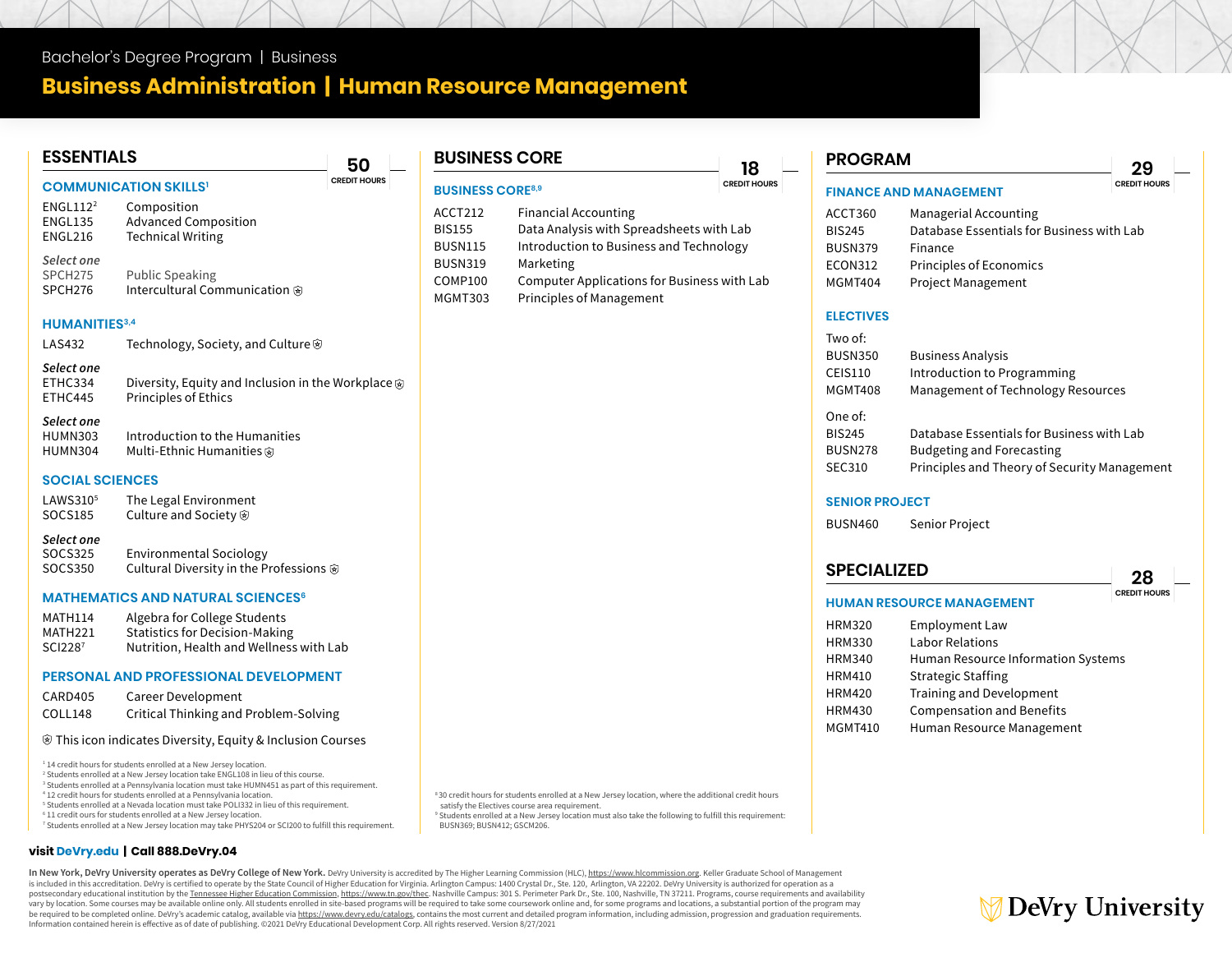Bachelor's Degree Program | Business

# Business Administration | Human Resource Management

## ESSENTIALS

**50** CREDIT HOURS

### COMMUNICATION SKILLS[1]

| | |
|---|---|
| ENGL112[2] | Composition |
| ENGL135 | Advanced Composition |
| ENGL216 | Technical Writing |

*Select one*

| | |
|---|---|
| SPCH275 | Public Speaking |
| SPCH276 | Intercultural Communication ⛉ |

### HUMANITIES[3,4]

| | |
|---|---|
| LAS432 | Technology, Society, and Culture ⛉ |

*Select one*

| | |
|---|---|
| ETHC334 | Diversity, Equity and Inclusion in the Workplace ⛉ |
| ETHC445 | Principles of Ethics |

*Select one*

| | |
|---|---|
| HUMN303 | Introduction to the Humanities |
| HUMN304 | Multi-Ethnic Humanities ⛉ |

### SOCIAL SCIENCES

| | |
|---|---|
| LAWS310[5] | The Legal Environment |
| SOCS185 | Culture and Society ⛉ |

*Select one*

| | |
|---|---|
| SOCS325 | Environmental Sociology |
| SOCS350 | Cultural Diversity in the Professions ⛉ |

### MATHEMATICS AND NATURAL SCIENCES[6]

| | |
|---|---|
| MATH114 | Algebra for College Students |
| MATH221 | Statistics for Decision-Making |
| SCI228[7] | Nutrition, Health and Wellness with Lab |

### PERSONAL AND PROFESSIONAL DEVELOPMENT

| | |
|---|---|
| CARD405 | Career Development |
| COLL148 | Critical Thinking and Problem-Solving |

⛉ This icon indicates Diversity, Equity & Inclusion Courses

[1] 14 credit hours for students enrolled at a New Jersey location.
[2] Students enrolled at a New Jersey location take ENGL108 in lieu of this course.
[3] Students enrolled at a Pennsylvania location must take HUMN451 as part of this requirement.
[4] 12 credit hours for students enrolled at a Pennsylvania location.
[5] Students enrolled at a Nevada location must take POLI332 in lieu of this requirement.
[6] 11 credit ours for students enrolled at a New Jersey location.
[7] Students enrolled at a New Jersey location may take PHYS204 or SCI200 to fulfill this requirement.

## BUSINESS CORE

**18** CREDIT HOURS

### BUSINESS CORE[8,9]

| | |
|---|---|
| ACCT212 | Financial Accounting |
| BIS155 | Data Analysis with Spreadsheets with Lab |
| BUSN115 | Introduction to Business and Technology |
| BUSN319 | Marketing |
| COMP100 | Computer Applications for Business with Lab |
| MGMT303 | Principles of Management |

[8] 30 credit hours for students enrolled at a New Jersey location, where the additional credit hours satisfy the Electives course area requirement.
[9] Students enrolled at a New Jersey location must also take the following to fulfill this requirement: BUSN369; BUSN412; GSCM206.

## PROGRAM

**29** CREDIT HOURS

### FINANCE AND MANAGEMENT

| | |
|---|---|
| ACCT360 | Managerial Accounting |
| BIS245 | Database Essentials for Business with Lab |
| BUSN379 | Finance |
| ECON312 | Principles of Economics |
| MGMT404 | Project Management |

### ELECTIVES

Two of:

| | |
|---|---|
| BUSN350 | Business Analysis |
| CEIS110 | Introduction to Programming |
| MGMT408 | Management of Technology Resources |

One of:

| | |
|---|---|
| BIS245 | Database Essentials for Business with Lab |
| BUSN278 | Budgeting and Forecasting |
| SEC310 | Principles and Theory of Security Management |

### SENIOR PROJECT

| | |
|---|---|
| BUSN460 | Senior Project |

## SPECIALIZED

**28** CREDIT HOURS

### HUMAN RESOURCE MANAGEMENT

| | |
|---|---|
| HRM320 | Employment Law |
| HRM330 | Labor Relations |
| HRM340 | Human Resource Information Systems |
| HRM410 | Strategic Staffing |
| HRM420 | Training and Development |
| HRM430 | Compensation and Benefits |
| MGMT410 | Human Resource Management |

**visit DeVry.edu | Call 888.DeVry.04**

**In New York, DeVry University operates as DeVry College of New York.** DeVry University is accredited by The Higher Learning Commission (HLC), https://www.hlcommission.org. Keller Graduate School of Management is included in this accreditation. DeVry is certified to operate by the State Council of Higher Education for Virginia. Arlington Campus: 1400 Crystal Dr., Ste. 120, Arlington, VA 22202. DeVry University is authorized for operation as a postsecondary educational institution by the Tennessee Higher Education Commission, https://www.tn.gov/thec. Nashville Campus: 301 S. Perimeter Park Dr., Ste. 100, Nashville, TN 37211. Programs, course requirements and availability vary by location. Some courses may be available online only. All students enrolled in site-based programs will be required to take some coursework online and, for some programs and locations, a substantial portion of the program may be required to be completed online. DeVry's academic catalog, available via https://www.devry.edu/catalogs, contains the most current and detailed program information, including admission, progression and graduation requirements. Information contained herein is effective as of date of publishing. ©2021 DeVry Educational Development Corp. All rights reserved. Version 8/27/2021

DeVry University